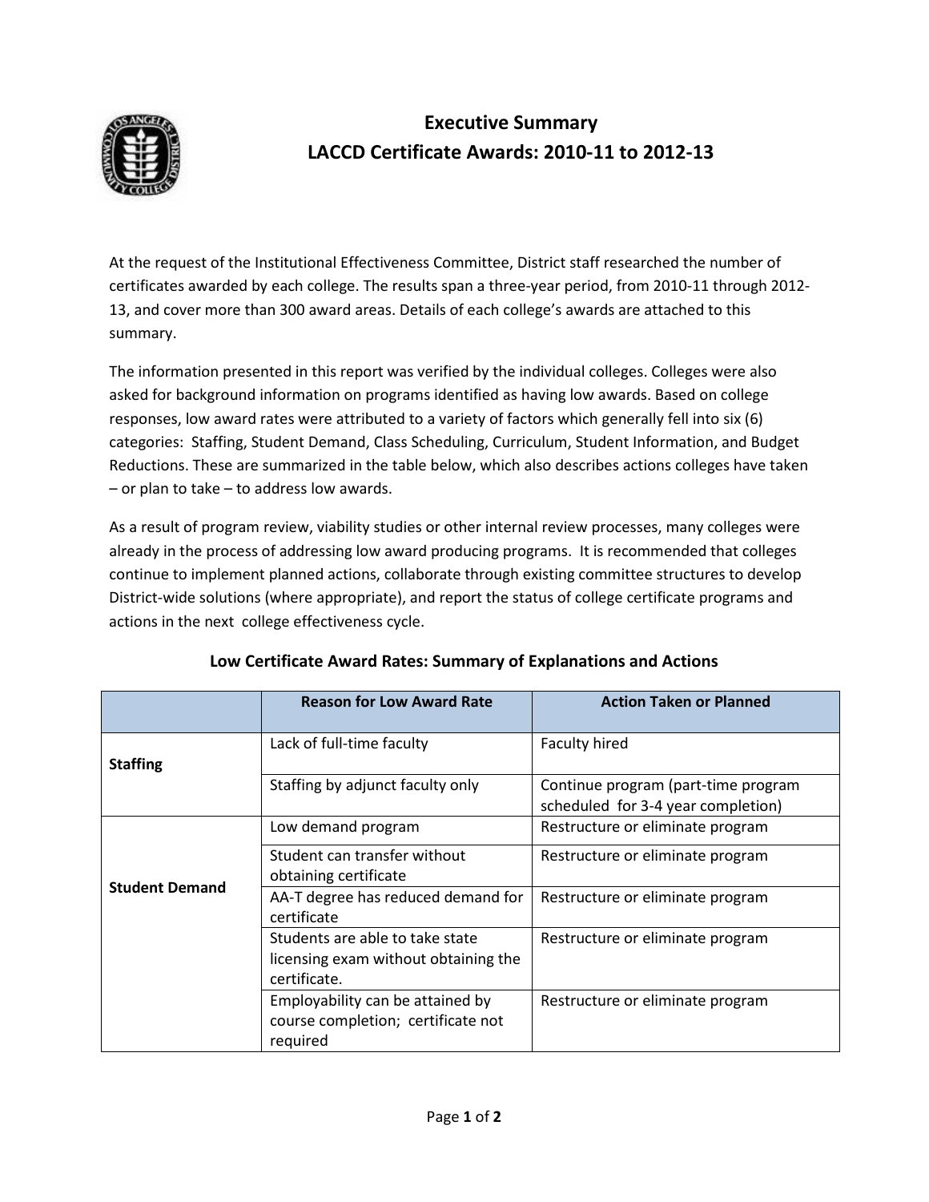# Executive Summary
# LACCD Certificate Awards: 2010-11 to 2012-13

At the request of the Institutional Effectiveness Committee, District staff researched the number of certificates awarded by each college. The results span a three-year period, from 2010-11 through 2012-13, and cover more than 300 award areas. Details of each college's awards are attached to this summary.

The information presented in this report was verified by the individual colleges. Colleges were also asked for background information on programs identified as having low awards. Based on college responses, low award rates were attributed to a variety of factors which generally fell into six (6) categories: Staffing, Student Demand, Class Scheduling, Curriculum, Student Information, and Budget Reductions. These are summarized in the table below, which also describes actions colleges have taken – or plan to take – to address low awards.

As a result of program review, viability studies or other internal review processes, many colleges were already in the process of addressing low award producing programs. It is recommended that colleges continue to implement planned actions, collaborate through existing committee structures to develop District-wide solutions (where appropriate), and report the status of college certificate programs and actions in the next college effectiveness cycle.

## Low Certificate Award Rates: Summary of Explanations and Actions

| | Reason for Low Award Rate | Action Taken or Planned |
|---|---|---|
| **Staffing** | Lack of full-time faculty | Faculty hired |
| | Staffing by adjunct faculty only | Continue program (part-time program scheduled for 3-4 year completion) |
| **Student Demand** | Low demand program | Restructure or eliminate program |
| | Student can transfer without obtaining certificate | Restructure or eliminate program |
| | AA-T degree has reduced demand for certificate | Restructure or eliminate program |
| | Students are able to take state licensing exam without obtaining the certificate. | Restructure or eliminate program |
| | Employability can be attained by course completion; certificate not required | Restructure or eliminate program |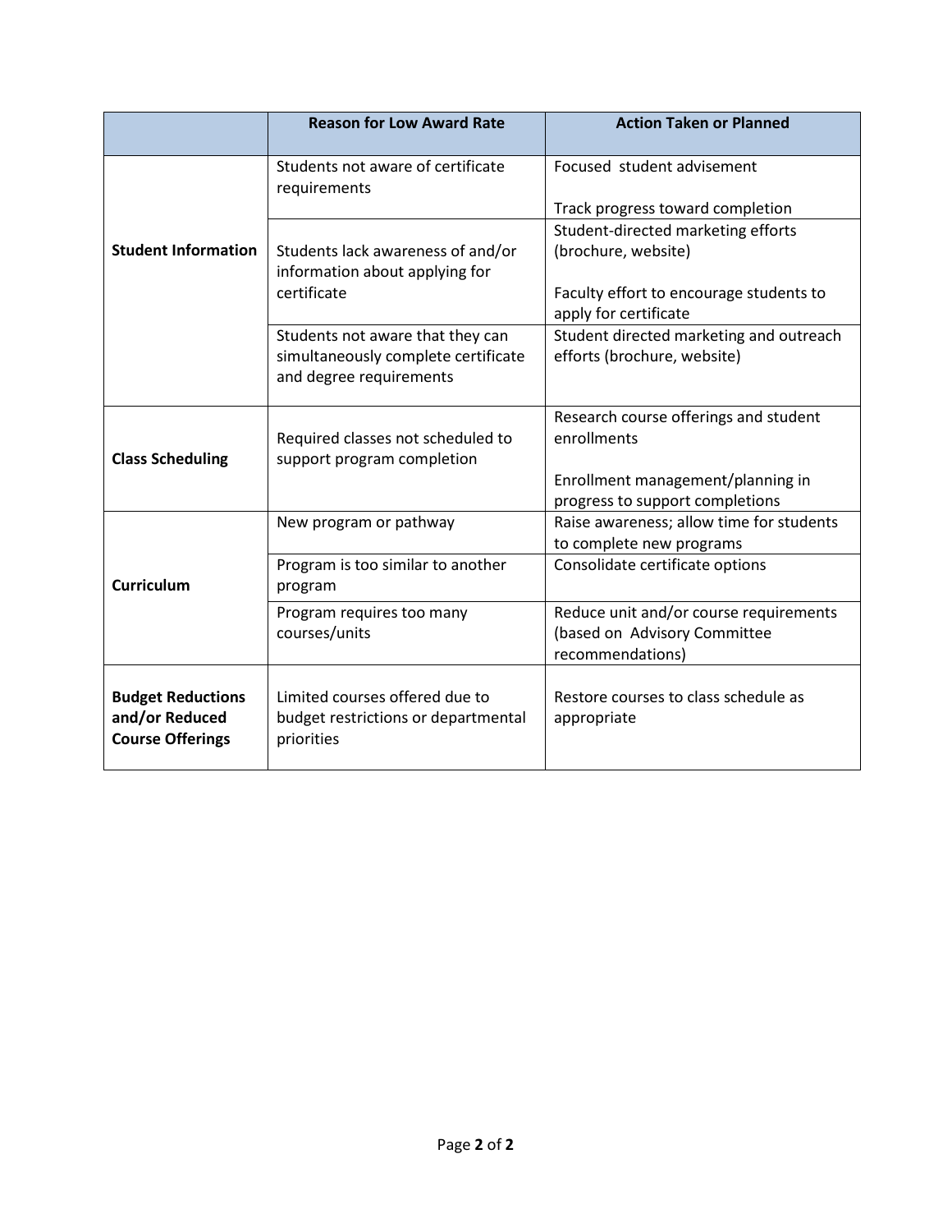| | Reason for Low Award Rate | Action Taken or Planned |
|---|---|---|
| **Student Information** | Students not aware of certificate requirements | Focused student advisement<br><br>Track progress toward completion |
| | Students lack awareness of and/or information about applying for certificate | Student-directed marketing efforts (brochure, website)<br><br>Faculty effort to encourage students to apply for certificate |
| | Students not aware that they can simultaneously complete certificate and degree requirements | Student directed marketing and outreach efforts (brochure, website) |
| **Class Scheduling** | Required classes not scheduled to support program completion | Research course offerings and student enrollments<br><br>Enrollment management/planning in progress to support completions |
| **Curriculum** | New program or pathway | Raise awareness; allow time for students to complete new programs |
| | Program is too similar to another program | Consolidate certificate options |
| | Program requires too many courses/units | Reduce unit and/or course requirements (based on Advisory Committee recommendations) |
| **Budget Reductions and/or Reduced Course Offerings** | Limited courses offered due to budget restrictions or departmental priorities | Restore courses to class schedule as appropriate |